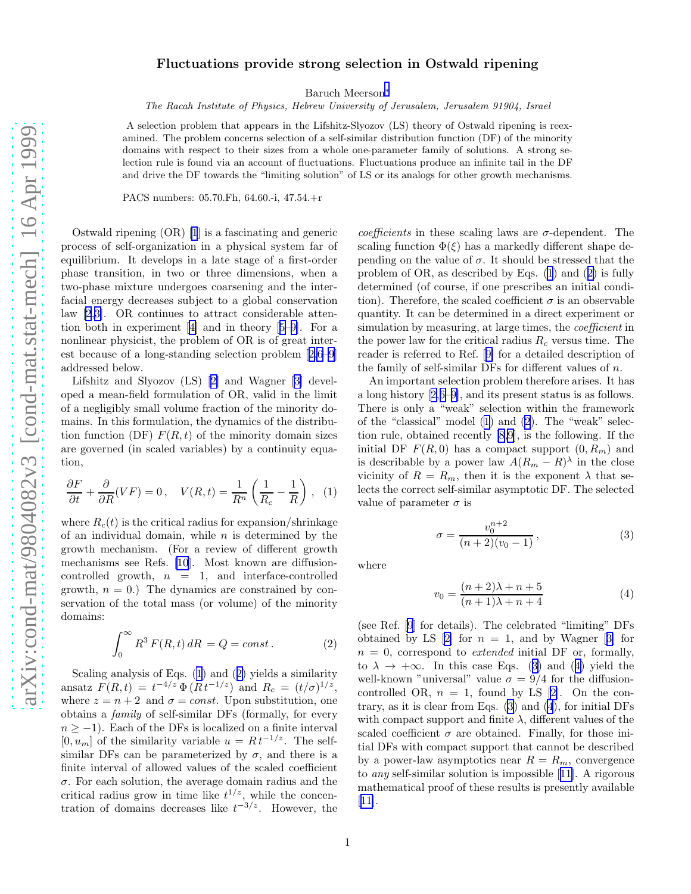# Fluctuations provide strong selection in Ostwald ripening

Baruch Meerson[*]

*The Racah Institute of Physics, Hebrew University of Jerusalem, Jerusalem 91904, Israel*

A selection problem that appears in the Lifshitz-Slyozov (LS) theory of Ostwald ripening is reexamined. The problem concerns selection of a self-similar distribution function (DF) of the minority domains with respect to their sizes from a whole one-parameter family of solutions. A strong selection rule is found via an account of fluctuations. Fluctuations produce an infinite tail in the DF and drive the DF towards the "limiting solution" of LS or its analogs for other growth mechanisms.

PACS numbers: 05.70.Fh, 64.60.-i, 47.54.+r

Ostwald ripening (OR) [1] is a fascinating and generic process of self-organization in a physical system far of equilibrium. It develops in a late stage of a first-order phase transition, in two or three dimensions, when a two-phase mixture undergoes coarsening and the interfacial energy decreases subject to a global conservation law [2,3]. OR continues to attract considerable attention both in experiment [4] and in theory [5–9]. For a nonlinear physicist, the problem of OR is of great interest because of a long-standing selection problem [2,6–9] addressed below.

Lifshitz and Slyozov (LS) [2] and Wagner [3] developed a mean-field formulation of OR, valid in the limit of a negligibly small volume fraction of the minority domains. In this formulation, the dynamics of the distribution function (DF) $F(R,t)$ of the minority domain sizes are governed (in scaled variables) by a continuity equation,

$$\frac{\partial F}{\partial t} + \frac{\partial}{\partial R}(VF) = 0\,, \quad V(R,t) = \frac{1}{R^n}\left(\frac{1}{R_c} - \frac{1}{R}\right)\,, \quad (1)$$

where $R_c(t)$ is the critical radius for expansion/shrinkage of an individual domain, while $n$ is determined by the growth mechanism. (For a review of different growth mechanisms see Refs. [10]. Most known are diffusion-controlled growth, $n = 1$, and interface-controlled growth, $n = 0$.) The dynamics are constrained by conservation of the total mass (or volume) of the minority domains:

$$\int_0^\infty R^3\, F(R,t)\, dR = Q = const\,. \quad (2)$$

Scaling analysis of Eqs. (1) and (2) yields a similarity ansatz $F(R,t) = t^{-4/z}\,\Phi\left(R\,t^{-1/z}\right)$ and $R_c = (t/\sigma)^{1/z}$, where $z = n+2$ and $\sigma = const$. Upon substitution, one obtains a *family* of self-similar DFs (formally, for every $n \geq -1$). Each of the DFs is localized on a finite interval $[0, u_m]$ of the similarity variable $u = R\,t^{-1/z}$. The self-similar DFs can be parameterized by $\sigma$, and there is a finite interval of allowed values of the scaled coefficient $\sigma$. For each solution, the average domain radius and the critical radius grow in time like $t^{1/z}$, while the concentration of domains decreases like $t^{-3/z}$. However, the *coefficients* in these scaling laws are $\sigma$-dependent. The scaling function $\Phi(\xi)$ has a markedly different shape depending on the value of $\sigma$. It should be stressed that the problem of OR, as described by Eqs. (1) and (2) is fully determined (of course, if one prescribes an initial condition). Therefore, the scaled coefficient $\sigma$ is an observable quantity. It can be determined in a direct experiment or simulation by measuring, at large times, the *coefficient* in the power law for the critical radius $R_c$ versus time. The reader is referred to Ref. [9] for a detailed description of the family of self-similar DFs for different values of $n$.

An important selection problem therefore arises. It has a long history [2,6–9], and its present status is as follows. There is only a "weak" selection within the framework of the "classical" model (1) and (2). The "weak" selection rule, obtained recently [8,9], is the following. If the initial DF $F(R,0)$ has a compact support $(0, R_m)$ and is describable by a power law $A(R_m - R)^\lambda$ in the close vicinity of $R = R_m$, then it is the exponent $\lambda$ that selects the correct self-similar asymptotic DF. The selected value of parameter $\sigma$ is

$$\sigma = \frac{v_0^{n+2}}{(n+2)(v_0-1)}\,, \quad (3)$$

where

$$v_0 = \frac{(n+2)\lambda + n + 5}{(n+1)\lambda + n + 4} \quad (4)$$

(see Ref. [9] for details). The celebrated "limiting" DFs obtained by LS [2] for $n = 1$, and by Wagner [3] for $n = 0$, correspond to *extended* initial DF or, formally, to $\lambda \to +\infty$. In this case Eqs. (3) and (4) yield the well-known "universal" value $\sigma = 9/4$ for the diffusion-controlled OR, $n = 1$, found by LS [2]. On the contrary, as it is clear from Eqs. (3) and (4), for initial DFs with compact support and finite $\lambda$, different values of the scaled coefficient $\sigma$ are obtained. Finally, for those initial DFs with compact support that cannot be described by a power-law asymptotics near $R = R_m$, convergence to *any* self-similar solution is impossible [11]. A rigorous mathematical proof of these results is presently available [11].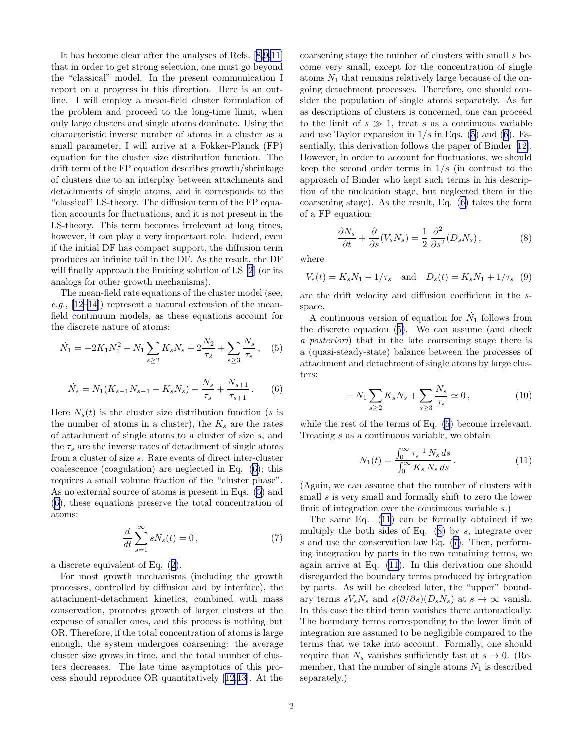It has become clear after the analyses of Refs. [8,9,11] that in order to get strong selection, one must go beyond the "classical" model. In the present communication I report on a progress in this direction. Here is an outline. I will employ a mean-field cluster formulation of the problem and proceed to the long-time limit, when only large clusters and single atoms dominate. Using the characteristic inverse number of atoms in a cluster as a small parameter, I will arrive at a Fokker-Planck (FP) equation for the cluster size distribution function. The drift term of the FP equation describes growth/shrinkage of clusters due to an interplay between attachments and detachments of single atoms, and it corresponds to the "classical" LS-theory. The diffusion term of the FP equation accounts for fluctuations, and it is not present in the LS-theory. This term becomes irrelevant at long times, however, it can play a very important role. Indeed, even if the initial DF has compact support, the diffusion term produces an infinite tail in the DF. As the result, the DF will finally approach the limiting solution of LS [2] (or its analogs for other growth mechanisms).

The mean-field rate equations of the cluster model (see, *e.g.*, [12–14]) represent a natural extension of the mean-field continuum models, as these equations account for the discrete nature of atoms:

$$\dot{N}_1 = -2K_1 N_1^2 - N_1 \sum_{s\geq 2} K_s N_s + 2\frac{N_2}{\tau_2} + \sum_{s\geq 3} \frac{N_s}{\tau_s}, \quad (5)$$

$$\dot{N}_s = N_1 (K_{s-1} N_{s-1} - K_s N_s) - \frac{N_s}{\tau_s} + \frac{N_{s+1}}{\tau_{s+1}}. \quad (6)$$

Here $N_s(t)$ is the cluster size distribution function ($s$ is the number of atoms in a cluster), the $K_s$ are the rates of attachment of single atoms to a cluster of size $s$, and the $\tau_s$ are the inverse rates of detachment of single atoms from a cluster of size $s$. Rare events of direct inter-cluster coalescence (coagulation) are neglected in Eq. (6); this requires a small volume fraction of the "cluster phase". As no external source of atoms is present in Eqs. (5) and (6), these equations preserve the total concentration of atoms:

$$\frac{d}{dt} \sum_{s=1}^{\infty} s N_s(t) = 0, \quad (7)$$

a discrete equivalent of Eq. (2).

For most growth mechanisms (including the growth processes, controlled by diffusion and by interface), the attachment-detachment kinetics, combined with mass conservation, promotes growth of larger clusters at the expense of smaller ones, and this process is nothing but OR. Therefore, if the total concentration of atoms is large enough, the system undergoes coarsening: the average cluster size grows in time, and the total number of clusters decreases. The late time asymptotics of this process should reproduce OR quantitatively [12,13]. At the coarsening stage the number of clusters with small $s$ become very small, except for the concentration of single atoms $N_1$ that remains relatively large because of the ongoing detachment processes. Therefore, one should consider the population of single atoms separately. As far as descriptions of clusters is concerned, one can proceed to the limit of $s \gg 1$, treat $s$ as a continuous variable and use Taylor expansion in $1/s$ in Eqs. (5) and (6). Essentially, this derivation follows the paper of Binder [12]. However, in order to account for fluctuations, we should keep the second order terms in $1/s$ (in contrast to the approach of Binder who kept such terms in his description of the nucleation stage, but neglected them in the coarsening stage). As the result, Eq. (6) takes the form of a FP equation:

$$\frac{\partial N_s}{\partial t} + \frac{\partial}{\partial s}(V_s N_s) = \frac{1}{2}\frac{\partial^2}{\partial s^2}(D_s N_s), \quad (8)$$

where

$$V_s(t) = K_s N_1 - 1/\tau_s \quad \text{and} \quad D_s(t) = K_s N_1 + 1/\tau_s \quad (9)$$

are the drift velocity and diffusion coefficient in the $s$-space.

A continuous version of equation for $\dot{N}_1$ follows from the discrete equation (5). We can assume (and check *a posteriori*) that in the late coarsening stage there is a (quasi-steady-state) balance between the processes of attachment and detachment of single atoms by large clusters:

$$-N_1 \sum_{s\geq 2} K_s N_s + \sum_{s\geq 3} \frac{N_s}{\tau_s} \simeq 0, \quad (10)$$

while the rest of the terms of Eq. (5) become irrelevant. Treating $s$ as a continuous variable, we obtain

$$N_1(t) = \frac{\int_0^\infty \tau_s^{-1} N_s \, ds}{\int_0^\infty K_s N_s \, ds}. \quad (11)$$

(Again, we can assume that the number of clusters with small $s$ is very small and formally shift to zero the lower limit of integration over the continuous variable $s$.)

The same Eq. (11) can be formally obtained if we multiply the both sides of Eq. (8) by $s$, integrate over $s$ and use the conservation law Eq. (7). Then, performing integration by parts in the two remaining terms, we again arrive at Eq. (11). In this derivation one should disregarded the boundary terms produced by integration by parts. As will be checked later, the "upper" boundary terms $sV_sN_s$ and $s(\partial/\partial s)(D_sN_s)$ at $s \to \infty$ vanish. In this case the third term vanishes there automatically. The boundary terms corresponding to the lower limit of integration are assumed to be negligible compared to the terms that we take into account. Formally, one should require that $N_s$ vanishes sufficiently fast at $s \to 0$. (Remember, that the number of single atoms $N_1$ is described separately.)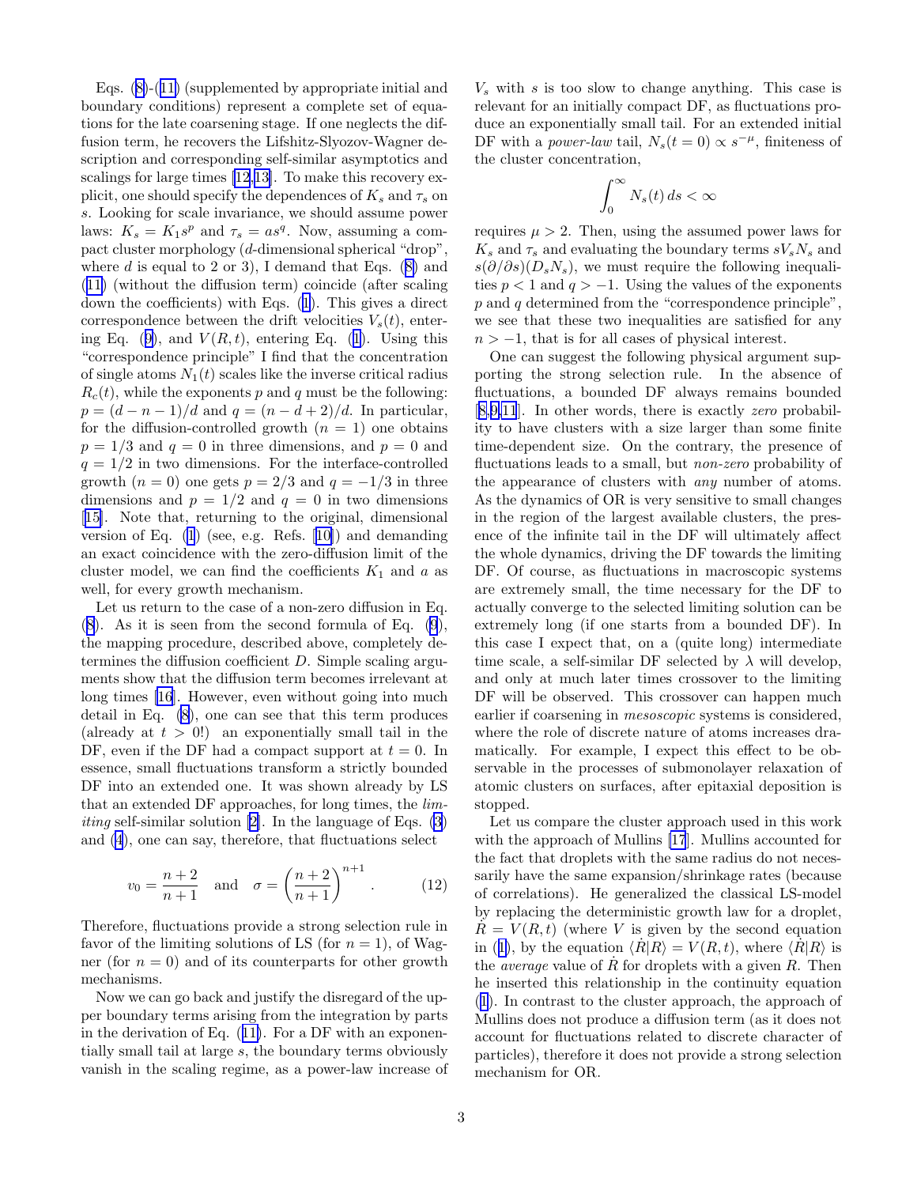Eqs. (8)-(11) (supplemented by appropriate initial and boundary conditions) represent a complete set of equations for the late coarsening stage. If one neglects the diffusion term, he recovers the Lifshitz-Slyozov-Wagner description and corresponding self-similar asymptotics and scalings for large times [12,13]. To make this recovery explicit, one should specify the dependences of $K_s$ and $\tau_s$ on $s$. Looking for scale invariance, we should assume power laws: $K_s = K_1 s^p$ and $\tau_s = a s^q$. Now, assuming a compact cluster morphology ($d$-dimensional spherical "drop", where $d$ is equal to 2 or 3), I demand that Eqs. (8) and (11) (without the diffusion term) coincide (after scaling down the coefficients) with Eqs. (1). This gives a direct correspondence between the drift velocities $V_s(t)$, entering Eq. (9), and $V(R,t)$, entering Eq. (1). Using this "correspondence principle" I find that the concentration of single atoms $N_1(t)$ scales like the inverse critical radius $R_c(t)$, while the exponents $p$ and $q$ must be the following: $p = (d-n-1)/d$ and $q = (n-d+2)/d$. In particular, for the diffusion-controlled growth ($n=1$) one obtains $p = 1/3$ and $q = 0$ in three dimensions, and $p = 0$ and $q = 1/2$ in two dimensions. For the interface-controlled growth ($n=0$) one gets $p = 2/3$ and $q = -1/3$ in three dimensions and $p = 1/2$ and $q = 0$ in two dimensions [15]. Note that, returning to the original, dimensional version of Eq. (1) (see, e.g. Refs. [10]) and demanding an exact coincidence with the zero-diffusion limit of the cluster model, we can find the coefficients $K_1$ and $a$ as well, for every growth mechanism.

Let us return to the case of a non-zero diffusion in Eq. (8). As it is seen from the second formula of Eq. (9), the mapping procedure, described above, completely determines the diffusion coefficient $D$. Simple scaling arguments show that the diffusion term becomes irrelevant at long times [16]. However, even without going into much detail in Eq. (8), one can see that this term produces (already at $t > 0$!) an exponentially small tail in the DF, even if the DF had a compact support at $t = 0$. In essence, small fluctuations transform a strictly bounded DF into an extended one. It was shown already by LS that an extended DF approaches, for long times, the *limiting* self-similar solution [2]. In the language of Eqs. (3) and (4), one can say, therefore, that fluctuations select

$$v_0 = \frac{n+2}{n+1} \quad \text{and} \quad \sigma = \left(\frac{n+2}{n+1}\right)^{n+1}. \qquad (12)$$

Therefore, fluctuations provide a strong selection rule in favor of the limiting solutions of LS (for $n=1$), of Wagner (for $n=0$) and of its counterparts for other growth mechanisms.

Now we can go back and justify the disregard of the upper boundary terms arising from the integration by parts in the derivation of Eq. (11). For a DF with an exponentially small tail at large $s$, the boundary terms obviously vanish in the scaling regime, as a power-law increase of $V_s$ with $s$ is too slow to change anything. This case is relevant for an initially compact DF, as fluctuations produce an exponentially small tail. For an extended initial DF with a *power-law* tail, $N_s(t=0) \propto s^{-\mu}$, finiteness of the cluster concentration,

$$\int_0^\infty N_s(t)\, ds < \infty$$

requires $\mu > 2$. Then, using the assumed power laws for $K_s$ and $\tau_s$ and evaluating the boundary terms $sV_sN_s$ and $s(\partial/\partial s)(D_sN_s)$, we must require the following inequalities $p < 1$ and $q > -1$. Using the values of the exponents $p$ and $q$ determined from the "correspondence principle", we see that these two inequalities are satisfied for any $n > -1$, that is for all cases of physical interest.

One can suggest the following physical argument supporting the strong selection rule. In the absence of fluctuations, a bounded DF always remains bounded [8,9,11]. In other words, there is exactly *zero* probability to have clusters with a size larger than some finite time-dependent size. On the contrary, the presence of fluctuations leads to a small, but *non-zero* probability of the appearance of clusters with *any* number of atoms. As the dynamics of OR is very sensitive to small changes in the region of the largest available clusters, the presence of the infinite tail in the DF will ultimately affect the whole dynamics, driving the DF towards the limiting DF. Of course, as fluctuations in macroscopic systems are extremely small, the time necessary for the DF to actually converge to the selected limiting solution can be extremely long (if one starts from a bounded DF). In this case I expect that, on a (quite long) intermediate time scale, a self-similar DF selected by $\lambda$ will develop, and only at much later times crossover to the limiting DF will be observed. This crossover can happen much earlier if coarsening in *mesoscopic* systems is considered, where the role of discrete nature of atoms increases dramatically. For example, I expect this effect to be observable in the processes of submonolayer relaxation of atomic clusters on surfaces, after epitaxial deposition is stopped.

Let us compare the cluster approach used in this work with the approach of Mullins [17]. Mullins accounted for the fact that droplets with the same radius do not necessarily have the same expansion/shrinkage rates (because of correlations). He generalized the classical LS-model by replacing the deterministic growth law for a droplet, $\dot{R} = V(R,t)$ (where $V$ is given by the second equation in (1), by the equation $\langle \dot{R}|R\rangle = V(R,t)$, where $\langle \dot{R}|R\rangle$ is the *average* value of $\dot{R}$ for droplets with a given $R$. Then he inserted this relationship in the continuity equation (1). In contrast to the cluster approach, the approach of Mullins does not produce a diffusion term (as it does not account for fluctuations related to discrete character of particles), therefore it does not provide a strong selection mechanism for OR.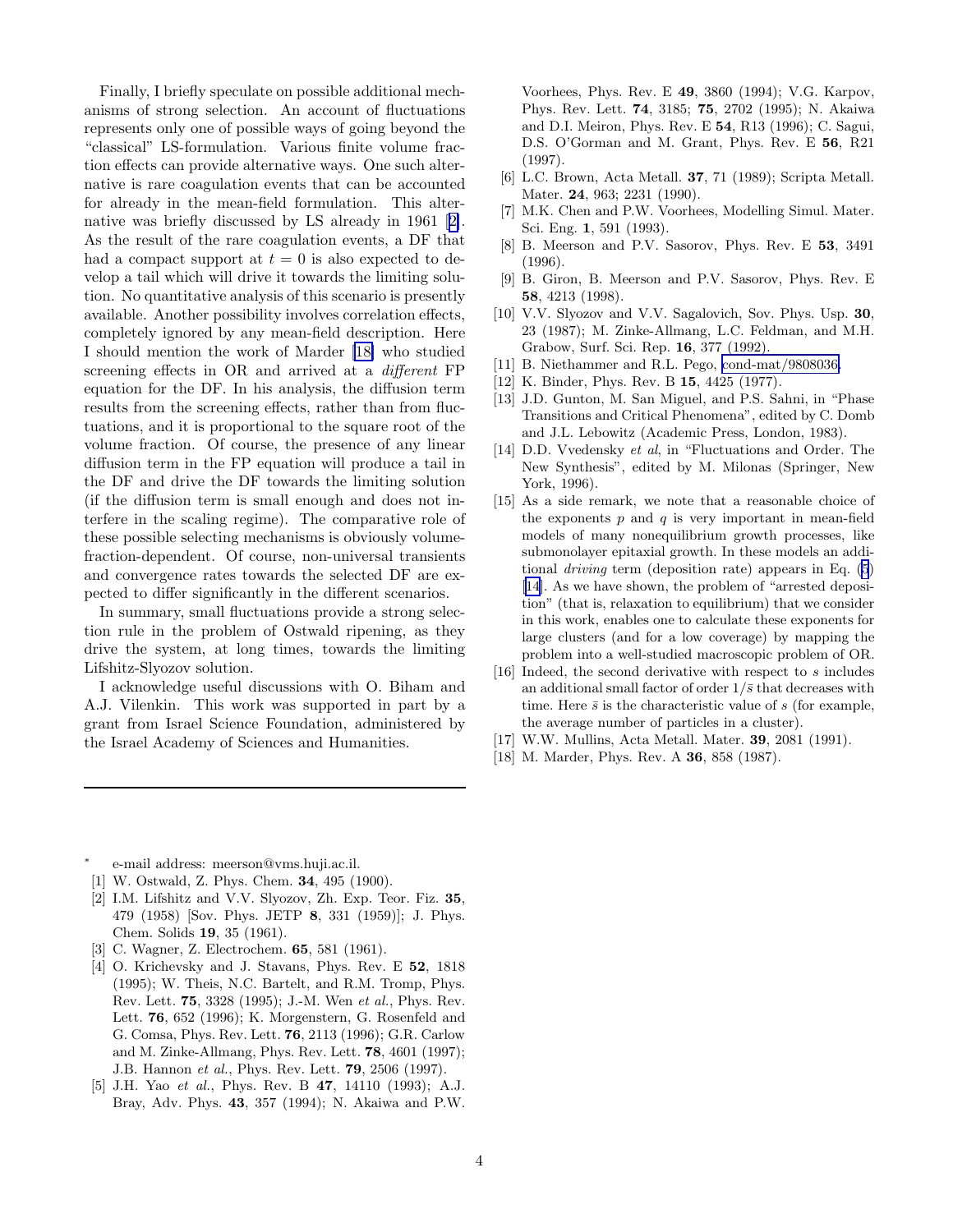Finally, I briefly speculate on possible additional mechanisms of strong selection. An account of fluctuations represents only one of possible ways of going beyond the "classical" LS-formulation. Various finite volume fraction effects can provide alternative ways. One such alternative is rare coagulation events that can be accounted for already in the mean-field formulation. This alternative was briefly discussed by LS already in 1961 [2]. As the result of the rare coagulation events, a DF that had a compact support at $t = 0$ is also expected to develop a tail which will drive it towards the limiting solution. No quantitative analysis of this scenario is presently available. Another possibility involves correlation effects, completely ignored by any mean-field description. Here I should mention the work of Marder [18] who studied screening effects in OR and arrived at a *different* FP equation for the DF. In his analysis, the diffusion term results from the screening effects, rather than from fluctuations, and it is proportional to the square root of the volume fraction. Of course, the presence of any linear diffusion term in the FP equation will produce a tail in the DF and drive the DF towards the limiting solution (if the diffusion term is small enough and does not interfere in the scaling regime). The comparative role of these possible selecting mechanisms is obviously volume-fraction-dependent. Of course, non-universal transients and convergence rates towards the selected DF are expected to differ significantly in the different scenarios.

In summary, small fluctuations provide a strong selection rule in the problem of Ostwald ripening, as they drive the system, at long times, towards the limiting Lifshitz-Slyozov solution.

I acknowledge useful discussions with O. Biham and A.J. Vilenkin. This work was supported in part by a grant from Israel Science Foundation, administered by the Israel Academy of Sciences and Humanities.

---

* e-mail address: meerson@vms.huji.ac.il.

[1] W. Ostwald, Z. Phys. Chem. **34**, 495 (1900).

[2] I.M. Lifshitz and V.V. Slyozov, Zh. Exp. Teor. Fiz. **35**, 479 (1958) [Sov. Phys. JETP **8**, 331 (1959)]; J. Phys. Chem. Solids **19**, 35 (1961).

[3] C. Wagner, Z. Electrochem. **65**, 581 (1961).

[4] O. Krichevsky and J. Stavans, Phys. Rev. E **52**, 1818 (1995); W. Theis, N.C. Bartelt, and R.M. Tromp, Phys. Rev. Lett. **75**, 3328 (1995); J.-M. Wen *et al.*, Phys. Rev. Lett. **76**, 652 (1996); K. Morgenstern, G. Rosenfeld and G. Comsa, Phys. Rev. Lett. **76**, 2113 (1996); G.R. Carlow and M. Zinke-Allmang, Phys. Rev. Lett. **78**, 4601 (1997); J.B. Hannon *et al.*, Phys. Rev. Lett. **79**, 2506 (1997).

[5] J.H. Yao *et al.*, Phys. Rev. B **47**, 14110 (1993); A.J. Bray, Adv. Phys. **43**, 357 (1994); N. Akaiwa and P.W. Voorhees, Phys. Rev. E **49**, 3860 (1994); V.G. Karpov, Phys. Rev. Lett. **74**, 3185; **75**, 2702 (1995); N. Akaiwa and D.I. Meiron, Phys. Rev. E **54**, R13 (1996); C. Sagui, D.S. O'Gorman and M. Grant, Phys. Rev. E **56**, R21 (1997).

[6] L.C. Brown, Acta Metall. **37**, 71 (1989); Scripta Metall. Mater. **24**, 963; 2231 (1990).

[7] M.K. Chen and P.W. Voorhees, Modelling Simul. Mater. Sci. Eng. **1**, 591 (1993).

[8] B. Meerson and P.V. Sasorov, Phys. Rev. E **53**, 3491 (1996).

[9] B. Giron, B. Meerson and P.V. Sasorov, Phys. Rev. E **58**, 4213 (1998).

[10] V.V. Slyozov and V.V. Sagalovich, Sov. Phys. Usp. **30**, 23 (1987); M. Zinke-Allmang, L.C. Feldman, and M.H. Grabow, Surf. Sci. Rep. **16**, 377 (1992).

[11] B. Niethammer and R.L. Pego, cond-mat/9808036.

[12] K. Binder, Phys. Rev. B **15**, 4425 (1977).

[13] J.D. Gunton, M. San Miguel, and P.S. Sahni, in "Phase Transitions and Critical Phenomena", edited by C. Domb and J.L. Lebowitz (Academic Press, London, 1983).

[14] D.D. Vvedensky *et al*, in "Fluctuations and Order. The New Synthesis", edited by M. Milonas (Springer, New York, 1996).

[15] As a side remark, we note that a reasonable choice of the exponents $p$ and $q$ is very important in mean-field models of many nonequilibrium growth processes, like submonolayer epitaxial growth. In these models an additional *driving* term (deposition rate) appears in Eq. (5) [14]. As we have shown, the problem of "arrested deposition" (that is, relaxation to equilibrium) that we consider in this work, enables one to calculate these exponents for large clusters (and for a low coverage) by mapping the problem into a well-studied macroscopic problem of OR.

[16] Indeed, the second derivative with respect to $s$ includes an additional small factor of order $1/\bar{s}$ that decreases with time. Here $\bar{s}$ is the characteristic value of $s$ (for example, the average number of particles in a cluster).

[17] W.W. Mullins, Acta Metall. Mater. **39**, 2081 (1991).

[18] M. Marder, Phys. Rev. A **36**, 858 (1987).